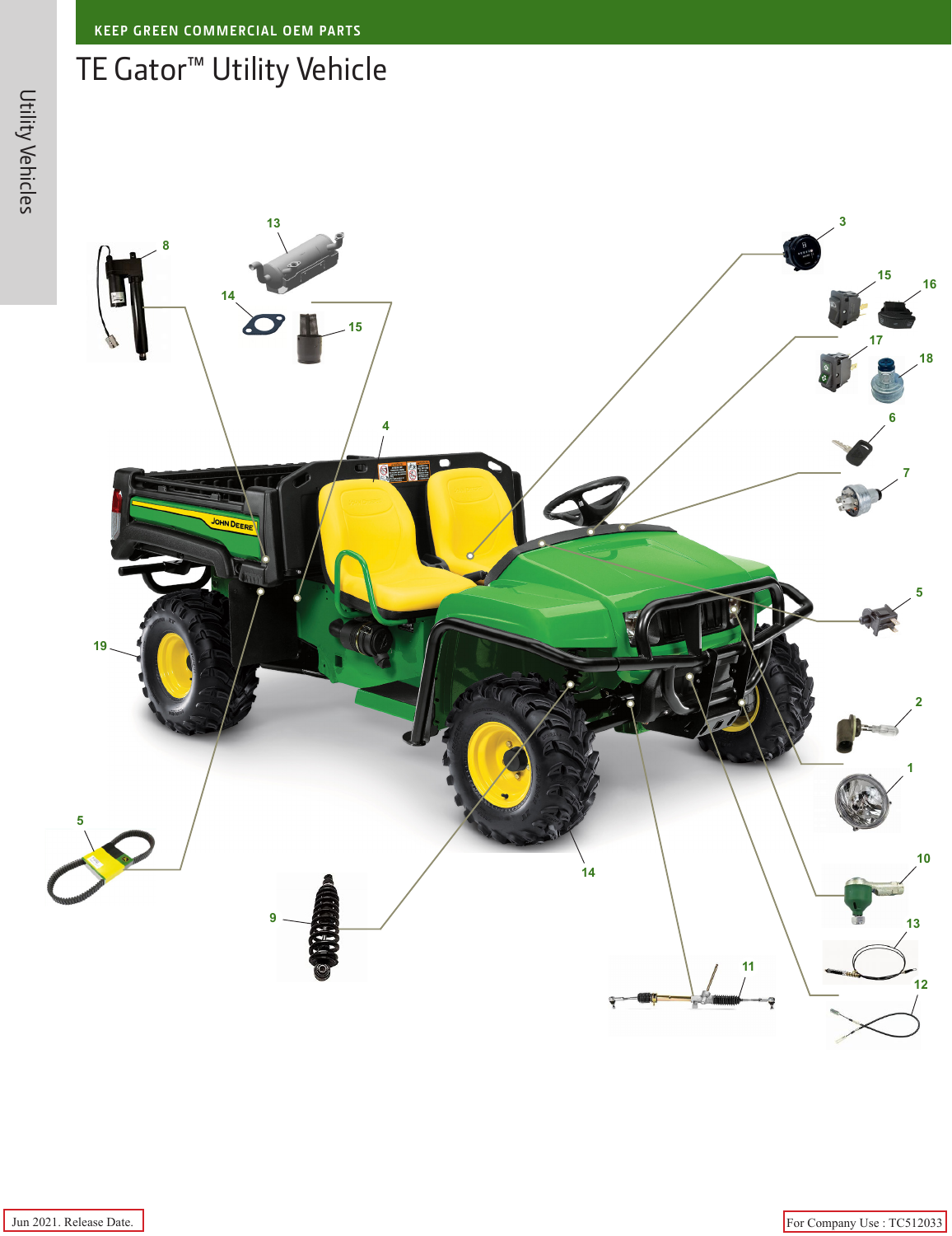KEEP GREEN COMMERCIAL OEM PARTS

# TE Gator™ Utility Vehicle

Utility Vehicles

13 8 14 15 3 15 16 17 18 6 4 7 5 19 2 1 5 10 14 9 13 11 12

Jun 2021. Release Date.

For Company Use : TC512033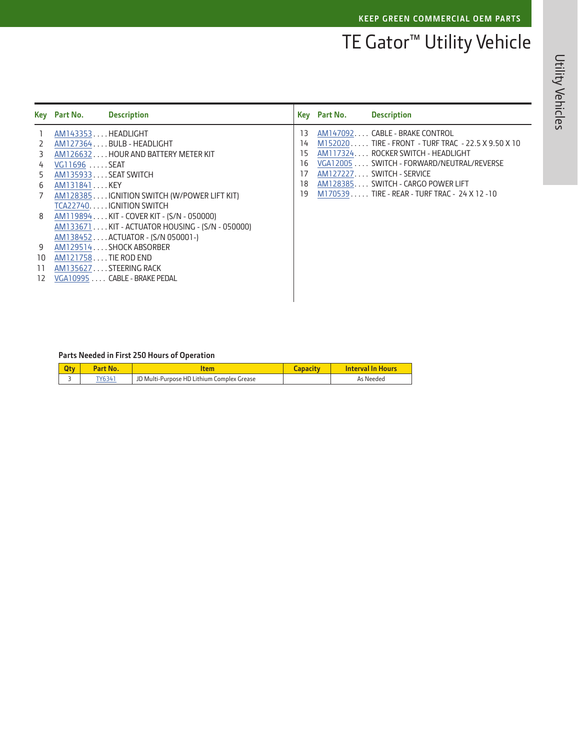# TE Gator™ Utility Vehicle

| Key | Part No. | Description |
|---|---|---|
| 1 | AM143353 | HEADLIGHT |
| 2 | AM127364 | BULB - HEADLIGHT |
| 3 | AM126632 | HOUR AND BATTERY METER KIT |
| 4 | VG11696 | SEAT |
| 5 | AM135933 | SEAT SWITCH |
| 6 | AM131841 | KEY |
| 7 | AM128385 | IGNITION SWITCH (W/POWER LIFT KIT) |
| | TCA22740 | IGNITION SWITCH |
| 8 | AM119894 | KIT - COVER KIT - (S/N - 050000) |
| | AM133671 | KIT - ACTUATOR HOUSING - (S/N - 050000) |
| | AM138452 | ACTUATOR - (S/N 050001-) |
| 9 | AM129514 | SHOCK ABSORBER |
| 10 | AM121758 | TIE ROD END |
| 11 | AM135627 | STEERING RACK |
| 12 | VGA10995 | CABLE - BRAKE PEDAL |
| 13 | AM147092 | CABLE - BRAKE CONTROL |
| 14 | M152020 | TIRE - FRONT - TURF TRAC - 22.5 X 9.50 X 10 |
| 15 | AM117324 | ROCKER SWITCH - HEADLIGHT |
| 16 | VGA12005 | SWITCH - FORWARD/NEUTRAL/REVERSE |
| 17 | AM127227 | SWITCH - SERVICE |
| 18 | AM128385 | SWITCH - CARGO POWER LIFT |
| 19 | M170539 | TIRE - REAR - TURF TRAC - 24 X 12 -10 |

**Parts Needed in First 250 Hours of Operation**

| Qty | Part No. | Item | Capacity | Interval In Hours |
|---|---|---|---|---|
| 3 | TY6341 | JD Multi-Purpose HD Lithium Complex Grease | | As Needed |